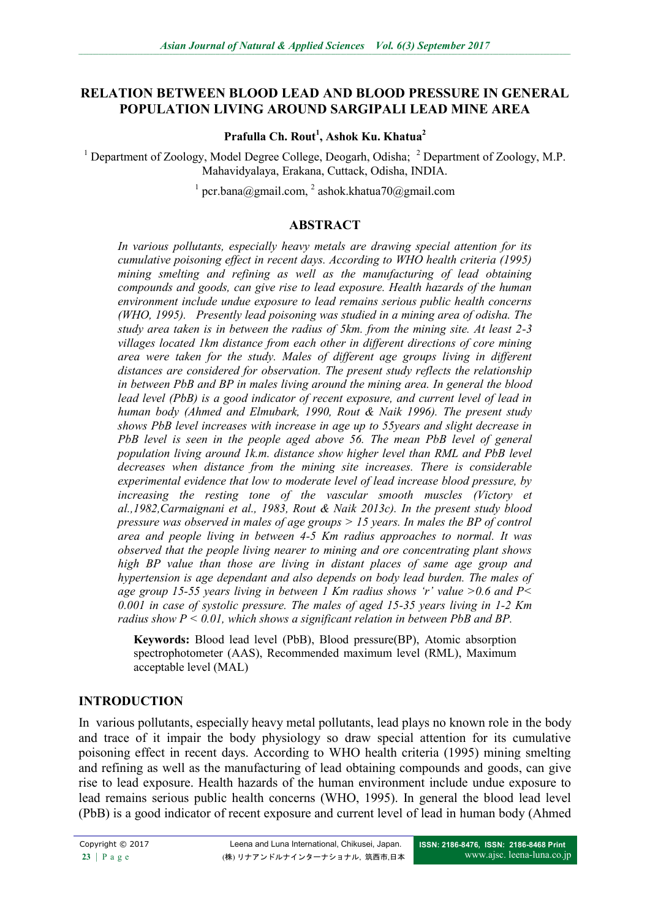# RELATION BETWEEN BLOOD LEAD AND BLOOD PRESSURE IN GENERAL POPULATION LIVING AROUND SARGIPALI LEAD MINE AREA

**Prafulla Ch. Rout[1], Ashok Ku. Khatua[2]**

[1] Department of Zoology, Model Degree College, Deogarh, Odisha; [2] Department of Zoology, M.P. Mahavidyalaya, Erakana, Cuttack, Odisha, INDIA.

[1] pcr.bana@gmail.com, [2] ashok.khatua70@gmail.com

## ABSTRACT

*In various pollutants, especially heavy metals are drawing special attention for its cumulative poisoning effect in recent days. According to WHO health criteria (1995) mining smelting and refining as well as the manufacturing of lead obtaining compounds and goods, can give rise to lead exposure. Health hazards of the human environment include undue exposure to lead remains serious public health concerns (WHO, 1995). Presently lead poisoning was studied in a mining area of odisha. The study area taken is in between the radius of 5km. from the mining site. At least 2-3 villages located 1km distance from each other in different directions of core mining area were taken for the study. Males of different age groups living in different distances are considered for observation. The present study reflects the relationship in between PbB and BP in males living around the mining area. In general the blood lead level (PbB) is a good indicator of recent exposure, and current level of lead in human body (Ahmed and Elmubark, 1990, Rout & Naik 1996). The present study shows PbB level increases with increase in age up to 55years and slight decrease in PbB level is seen in the people aged above 56. The mean PbB level of general population living around 1k.m. distance show higher level than RML and PbB level decreases when distance from the mining site increases. There is considerable experimental evidence that low to moderate level of lead increase blood pressure, by increasing the resting tone of the vascular smooth muscles (Victory et al.,1982,Carmaignani et al., 1983, Rout & Naik 2013c). In the present study blood pressure was observed in males of age groups > 15 years. In males the BP of control area and people living in between 4-5 Km radius approaches to normal. It was observed that the people living nearer to mining and ore concentrating plant shows high BP value than those are living in distant places of same age group and hypertension is age dependant and also depends on body lead burden. The males of age group 15-55 years living in between 1 Km radius shows 'r' value >0.6 and P< 0.001 in case of systolic pressure. The males of aged 15-35 years living in 1-2 Km radius show P < 0.01, which shows a significant relation in between PbB and BP.*

**Keywords:** Blood lead level (PbB), Blood pressure(BP), Atomic absorption spectrophotometer (AAS), Recommended maximum level (RML), Maximum acceptable level (MAL)

## INTRODUCTION

In various pollutants, especially heavy metal pollutants, lead plays no known role in the body and trace of it impair the body physiology so draw special attention for its cumulative poisoning effect in recent days. According to WHO health criteria (1995) mining smelting and refining as well as the manufacturing of lead obtaining compounds and goods, can give rise to lead exposure. Health hazards of the human environment include undue exposure to lead remains serious public health concerns (WHO, 1995). In general the blood lead level (PbB) is a good indicator of recent exposure and current level of lead in human body (Ahmed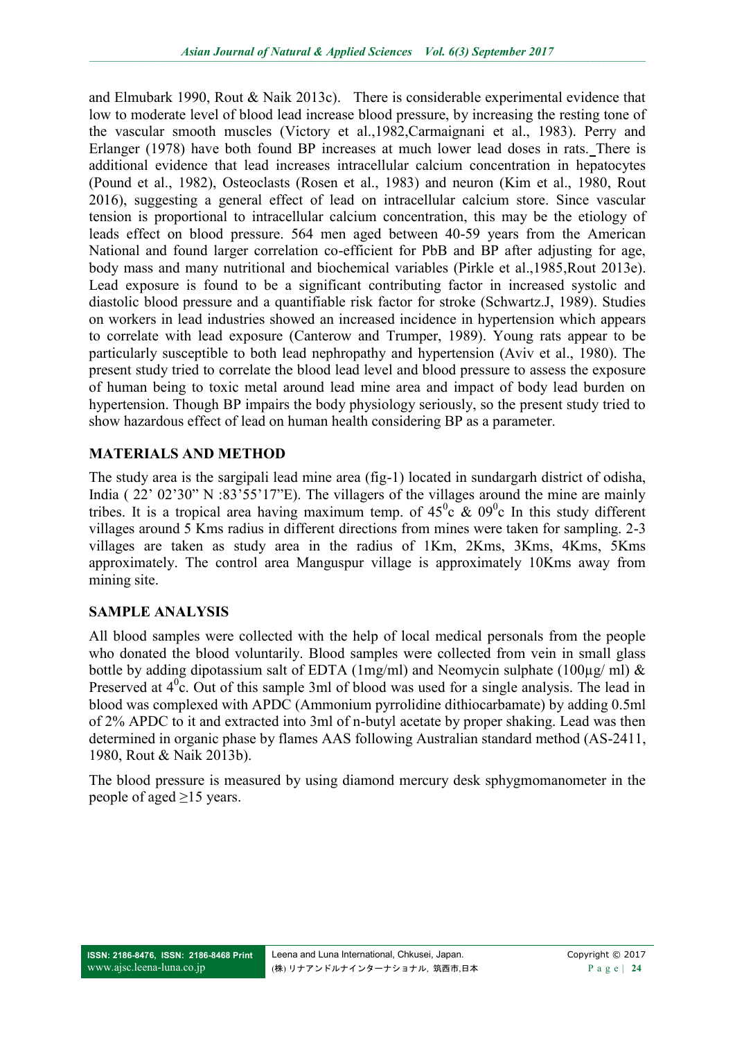and Elmubark 1990, Rout & Naik 2013c). There is considerable experimental evidence that low to moderate level of blood lead increase blood pressure, by increasing the resting tone of the vascular smooth muscles (Victory et al.,1982,Carmaignani et al., 1983). Perry and Erlanger (1978) have both found BP increases at much lower lead doses in rats. There is additional evidence that lead increases intracellular calcium concentration in hepatocytes (Pound et al., 1982), Osteoclasts (Rosen et al., 1983) and neuron (Kim et al., 1980, Rout 2016), suggesting a general effect of lead on intracellular calcium store. Since vascular tension is proportional to intracellular calcium concentration, this may be the etiology of leads effect on blood pressure. 564 men aged between 40-59 years from the American National and found larger correlation co-efficient for PbB and BP after adjusting for age, body mass and many nutritional and biochemical variables (Pirkle et al.,1985,Rout 2013e). Lead exposure is found to be a significant contributing factor in increased systolic and diastolic blood pressure and a quantifiable risk factor for stroke (Schwartz.J, 1989). Studies on workers in lead industries showed an increased incidence in hypertension which appears to correlate with lead exposure (Canterow and Trumper, 1989). Young rats appear to be particularly susceptible to both lead nephropathy and hypertension (Aviv et al., 1980). The present study tried to correlate the blood lead level and blood pressure to assess the exposure of human being to toxic metal around lead mine area and impact of body lead burden on hypertension. Though BP impairs the body physiology seriously, so the present study tried to show hazardous effect of lead on human health considering BP as a parameter.

## MATERIALS AND METHOD

The study area is the sargipali lead mine area (fig-1) located in sundargarh district of odisha, India ( 22' 02'30" N :83'55'17"E). The villagers of the villages around the mine are mainly tribes. It is a tropical area having maximum temp. of $45^0$c & $09^0$c In this study different villages around 5 Kms radius in different directions from mines were taken for sampling. 2-3 villages are taken as study area in the radius of 1Km, 2Kms, 3Kms, 4Kms, 5Kms approximately. The control area Manguspur village is approximately 10Kms away from mining site.

## SAMPLE ANALYSIS

All blood samples were collected with the help of local medical personals from the people who donated the blood voluntarily. Blood samples were collected from vein in small glass bottle by adding dipotassium salt of EDTA (1mg/ml) and Neomycin sulphate (100µg/ ml) & Preserved at $4^0$c. Out of this sample 3ml of blood was used for a single analysis. The lead in blood was complexed with APDC (Ammonium pyrrolidine dithiocarbamate) by adding 0.5ml of 2% APDC to it and extracted into 3ml of n-butyl acetate by proper shaking. Lead was then determined in organic phase by flames AAS following Australian standard method (AS-2411, 1980, Rout & Naik 2013b).

The blood pressure is measured by using diamond mercury desk sphygmomanometer in the people of aged ≥15 years.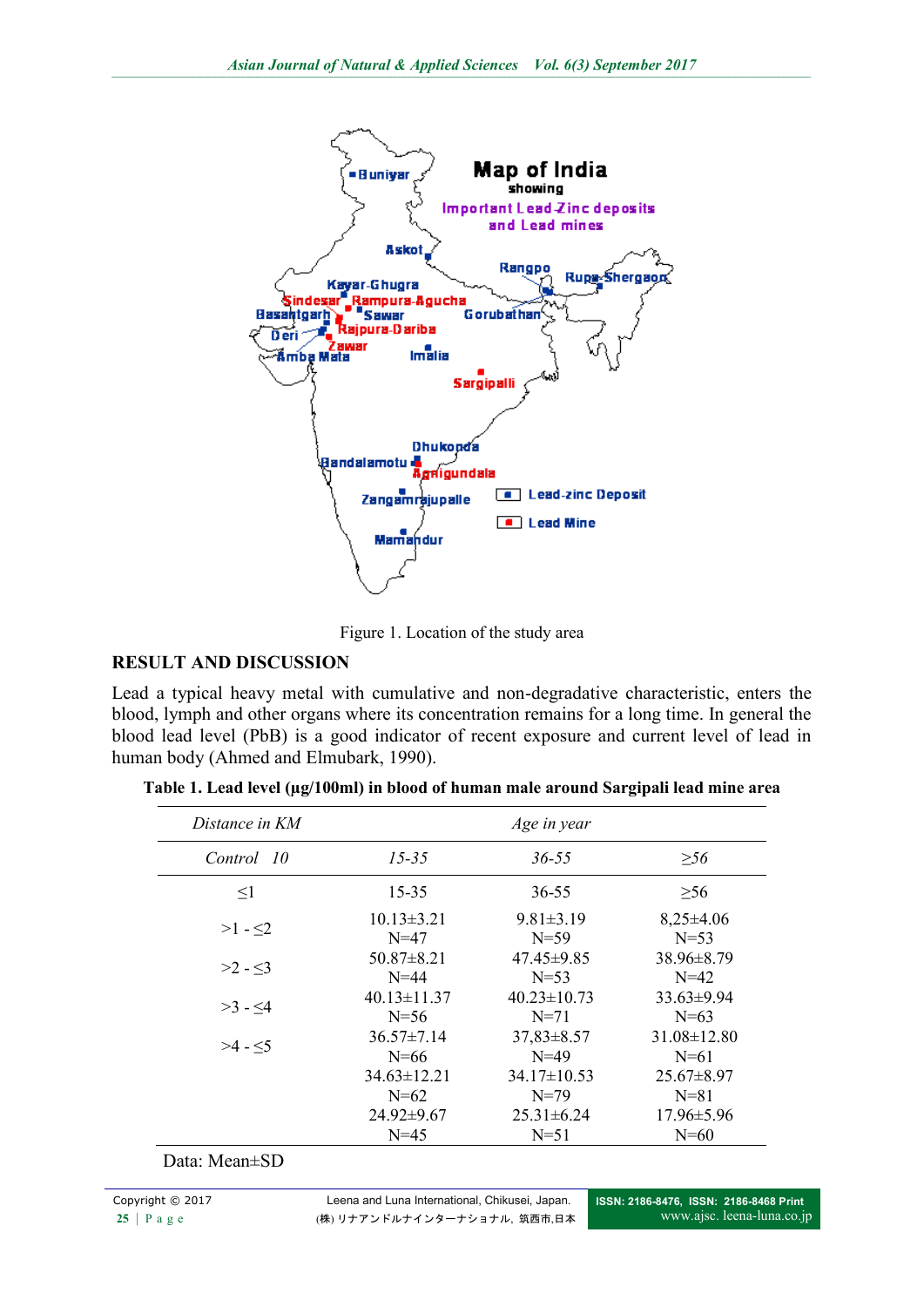Figure 1. Location of the study area

## RESULT AND DISCUSSION

Lead a typical heavy metal with cumulative and non-degradative characteristic, enters the blood, lymph and other organs where its concentration remains for a long time. In general the blood lead level (PbB) is a good indicator of recent exposure and current level of lead in human body (Ahmed and Elmubark, 1990).

**Table 1. Lead level (µg/100ml) in blood of human male around Sargipali lead mine area**

| *Distance in KM* | *Age in year* | | |
|---|---|---|---|
| *Control 10* | *15-35* | *36-55* | *≥56* |
| ≤1 | 15-35 | 36-55 | ≥56 |
| >1 - ≤2 | 10.13±3.21 N=47 | 9.81±3.19 N=59 | 8,25±4.06 N=53 |
| >2 - ≤3 | 50.87±8.21 N=44 | 47.45±9.85 N=53 | 38.96±8.79 N=42 |
| >3 - ≤4 | 40.13±11.37 N=56 | 40.23±10.73 N=71 | 33.63±9.94 N=63 |
| >4 - ≤5 | 36.57±7.14 N=66 | 37,83±8.57 N=49 | 31.08±12.80 N=61 |
| | 34.63±12.21 N=62 | 34.17±10.53 N=79 | 25.67±8.97 N=81 |
| | 24.92±9.67 N=45 | 25.31±6.24 N=51 | 17.96±5.96 N=60 |

Data: Mean±SD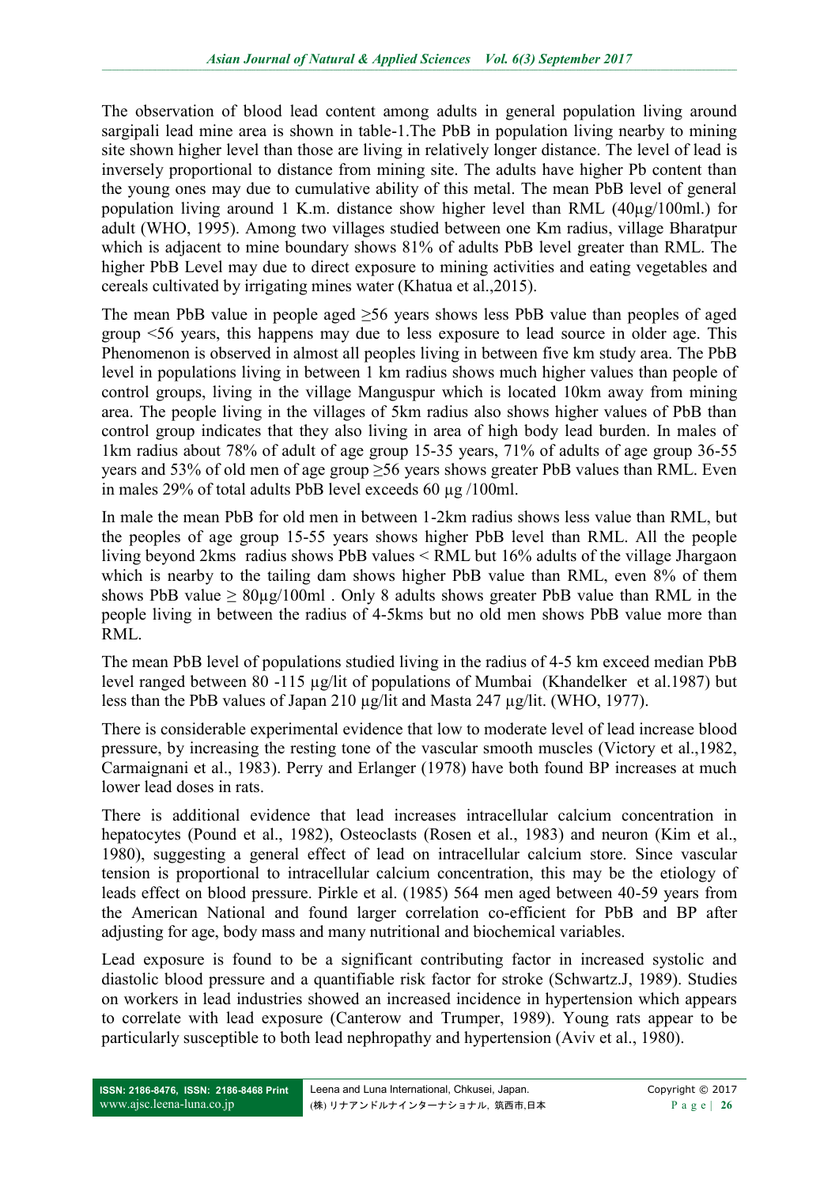The observation of blood lead content among adults in general population living around sargipali lead mine area is shown in table-1.The PbB in population living nearby to mining site shown higher level than those are living in relatively longer distance. The level of lead is inversely proportional to distance from mining site. The adults have higher Pb content than the young ones may due to cumulative ability of this metal. The mean PbB level of general population living around 1 K.m. distance show higher level than RML (40µg/100ml.) for adult (WHO, 1995). Among two villages studied between one Km radius, village Bharatpur which is adjacent to mine boundary shows 81% of adults PbB level greater than RML. The higher PbB Level may due to direct exposure to mining activities and eating vegetables and cereals cultivated by irrigating mines water (Khatua et al.,2015).

The mean PbB value in people aged ≥56 years shows less PbB value than peoples of aged group <56 years, this happens may due to less exposure to lead source in older age. This Phenomenon is observed in almost all peoples living in between five km study area. The PbB level in populations living in between 1 km radius shows much higher values than people of control groups, living in the village Manguspur which is located 10km away from mining area. The people living in the villages of 5km radius also shows higher values of PbB than control group indicates that they also living in area of high body lead burden. In males of 1km radius about 78% of adult of age group 15-35 years, 71% of adults of age group 36-55 years and 53% of old men of age group ≥56 years shows greater PbB values than RML. Even in males 29% of total adults PbB level exceeds 60 µg /100ml.

In male the mean PbB for old men in between 1-2km radius shows less value than RML, but the peoples of age group 15-55 years shows higher PbB level than RML. All the people living beyond 2kms radius shows PbB values < RML but 16% adults of the village Jhargaon which is nearby to the tailing dam shows higher PbB value than RML, even 8% of them shows PbB value ≥ 80µg/100ml . Only 8 adults shows greater PbB value than RML in the people living in between the radius of 4-5kms but no old men shows PbB value more than RML.

The mean PbB level of populations studied living in the radius of 4-5 km exceed median PbB level ranged between 80 -115 µg/lit of populations of Mumbai (Khandelker et al.1987) but less than the PbB values of Japan 210 µg/lit and Masta 247 µg/lit. (WHO, 1977).

There is considerable experimental evidence that low to moderate level of lead increase blood pressure, by increasing the resting tone of the vascular smooth muscles (Victory et al.,1982, Carmaignani et al., 1983). Perry and Erlanger (1978) have both found BP increases at much lower lead doses in rats.

There is additional evidence that lead increases intracellular calcium concentration in hepatocytes (Pound et al., 1982), Osteoclasts (Rosen et al., 1983) and neuron (Kim et al., 1980), suggesting a general effect of lead on intracellular calcium store. Since vascular tension is proportional to intracellular calcium concentration, this may be the etiology of leads effect on blood pressure. Pirkle et al. (1985) 564 men aged between 40-59 years from the American National and found larger correlation co-efficient for PbB and BP after adjusting for age, body mass and many nutritional and biochemical variables.

Lead exposure is found to be a significant contributing factor in increased systolic and diastolic blood pressure and a quantifiable risk factor for stroke (Schwartz.J, 1989). Studies on workers in lead industries showed an increased incidence in hypertension which appears to correlate with lead exposure (Canterow and Trumper, 1989). Young rats appear to be particularly susceptible to both lead nephropathy and hypertension (Aviv et al., 1980).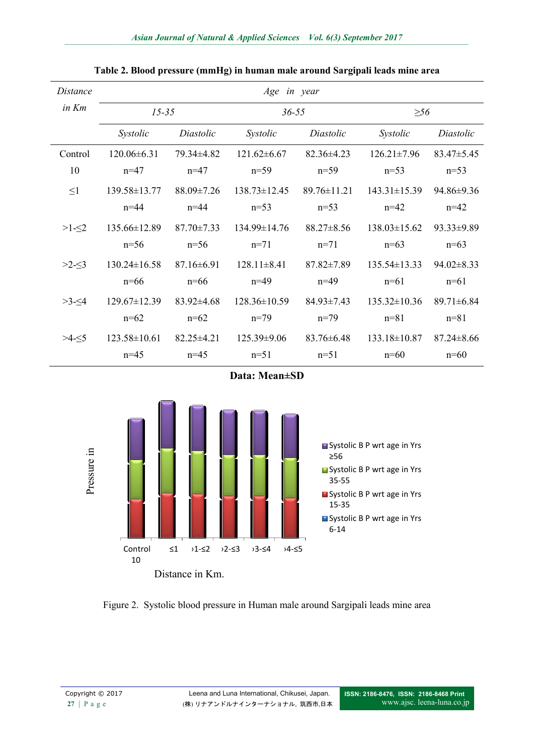**Table 2. Blood pressure (mmHg) in human male around Sargipali leads mine area**

| *Distance in Km* | *Age in year* | | | | | |
|---|---|---|---|---|---|---|
| | *15-35* | | *36-55* | | *≥56* | |
| | *Systolic* | *Diastolic* | *Systolic* | *Diastolic* | *Systolic* | *Diastolic* |
| Control 10 | 120.06±6.31 n=47 | 79.34±4.82 n=47 | 121.62±6.67 n=59 | 82.36±4.23 n=59 | 126.21±7.96 n=53 | 83.47±5.45 n=53 |
| ≤1 | 139.58±13.77 n=44 | 88.09±7.26 n=44 | 138.73±12.45 n=53 | 89.76±11.21 n=53 | 143.31±15.39 n=42 | 94.86±9.36 n=42 |
| >1-≤2 | 135.66±12.89 n=56 | 87.70±7.33 n=56 | 134.99±14.76 n=71 | 88.27±8.56 n=71 | 138.03±15.62 n=63 | 93.33±9.89 n=63 |
| >2-≤3 | 130.24±16.58 n=66 | 87.16±6.91 n=66 | 128.11±8.41 n=49 | 87.82±7.89 n=49 | 135.54±13.33 n=61 | 94.02±8.33 n=61 |
| >3-≤4 | 129.67±12.39 n=62 | 83.92±4.68 n=62 | 128.36±10.59 n=79 | 84.93±7.43 n=79 | 135.32±10.36 n=81 | 89.71±6.84 n=81 |
| >4-≤5 | 123.58±10.61 n=45 | 82.25±4.21 n=45 | 125.39±9.06 n=51 | 83.76±6.48 n=51 | 133.18±10.87 n=60 | 87.24±8.66 n=60 |

**Data: Mean±SD**

Figure 2. Systolic blood pressure in Human male around Sargipali leads mine area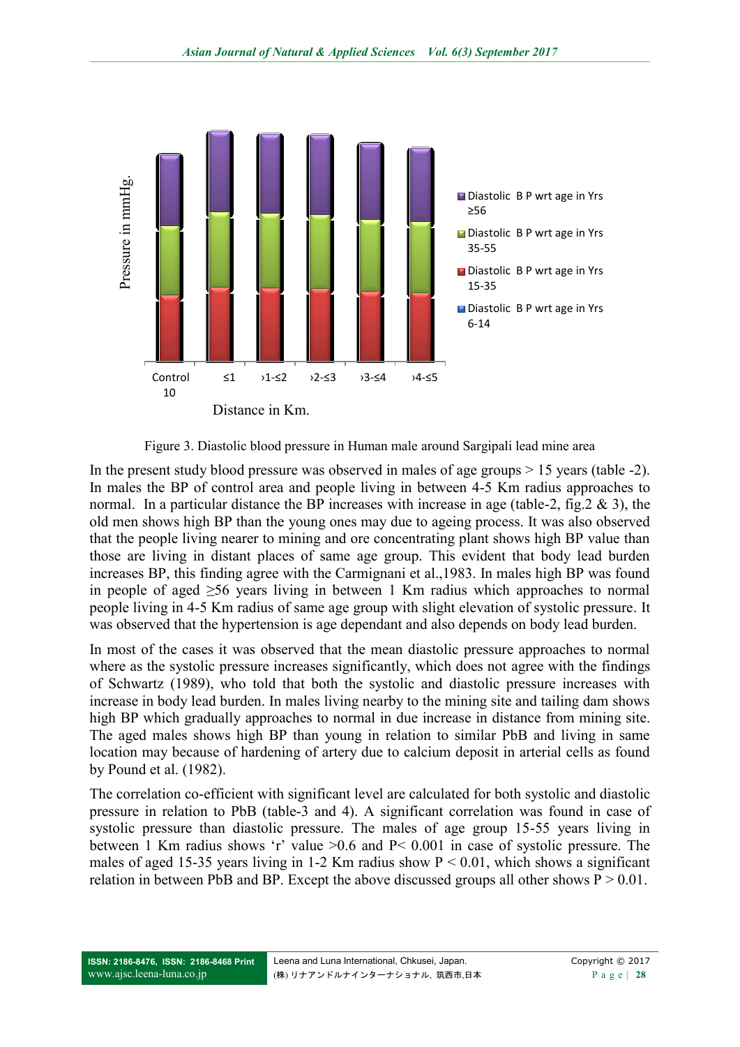Figure 3. Diastolic blood pressure in Human male around Sargipali lead mine area

In the present study blood pressure was observed in males of age groups > 15 years (table -2). In males the BP of control area and people living in between 4-5 Km radius approaches to normal. In a particular distance the BP increases with increase in age (table-2, fig.2 & 3), the old men shows high BP than the young ones may due to ageing process. It was also observed that the people living nearer to mining and ore concentrating plant shows high BP value than those are living in distant places of same age group. This evident that body lead burden increases BP, this finding agree with the Carmignani et al.,1983. In males high BP was found in people of aged ≥56 years living in between 1 Km radius which approaches to normal people living in 4-5 Km radius of same age group with slight elevation of systolic pressure. It was observed that the hypertension is age dependant and also depends on body lead burden.

In most of the cases it was observed that the mean diastolic pressure approaches to normal where as the systolic pressure increases significantly, which does not agree with the findings of Schwartz (1989), who told that both the systolic and diastolic pressure increases with increase in body lead burden. In males living nearby to the mining site and tailing dam shows high BP which gradually approaches to normal in due increase in distance from mining site. The aged males shows high BP than young in relation to similar PbB and living in same location may because of hardening of artery due to calcium deposit in arterial cells as found by Pound et al. (1982).

The correlation co-efficient with significant level are calculated for both systolic and diastolic pressure in relation to PbB (table-3 and 4). A significant correlation was found in case of systolic pressure than diastolic pressure. The males of age group 15-55 years living in between 1 Km radius shows 'r' value >0.6 and $P < 0.001$ in case of systolic pressure. The males of aged 15-35 years living in 1-2 Km radius show $P < 0.01$, which shows a significant relation in between PbB and BP. Except the above discussed groups all other shows $P > 0.01$.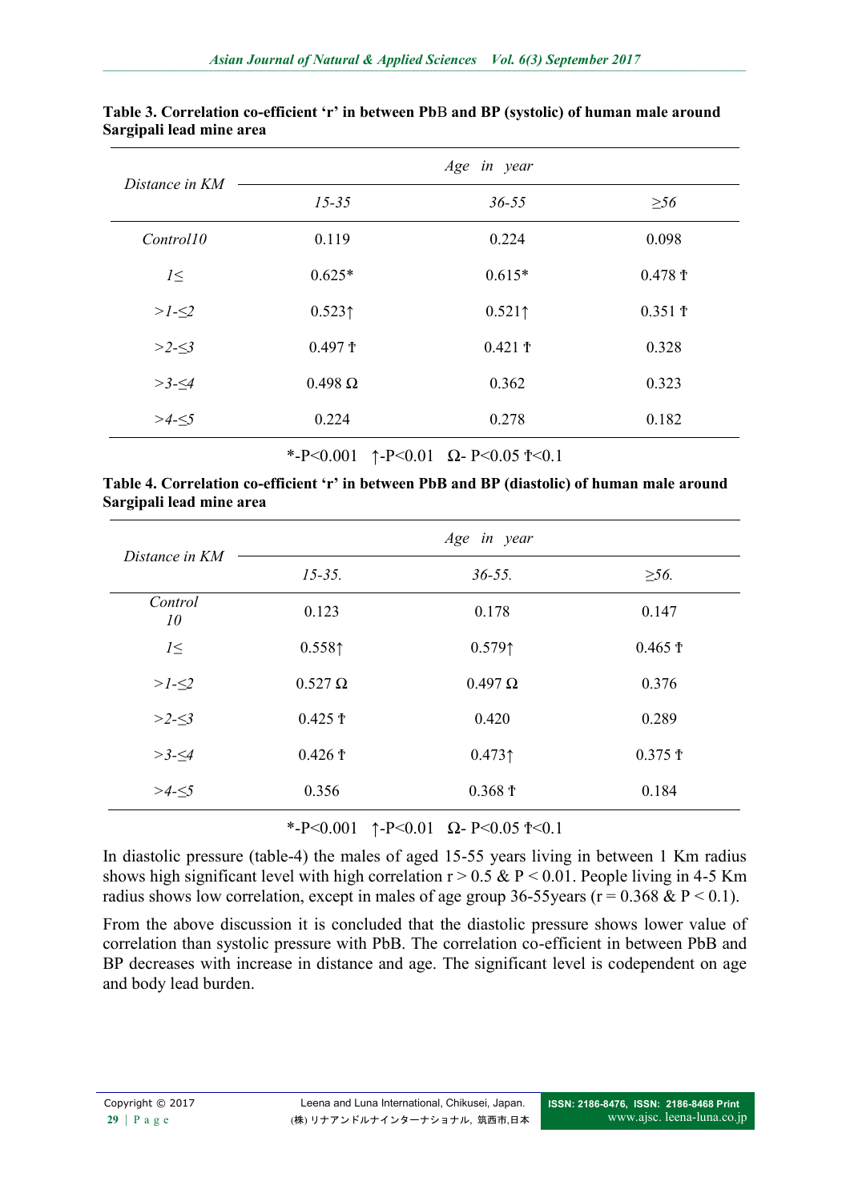**Table 3. Correlation co-efficient 'r' in between PbB and BP (systolic) of human male around Sargipali lead mine area**

| *Distance in KM* | *Age in year* | | |
|---|---|---|---|
| | *15-35* | *36-55* | *≥56* |
| *Control10* | 0.119 | 0.224 | 0.098 |
| *1≤* | 0.625* | 0.615* | 0.478 ṫ |
| *>1-≤2* | 0.523↑ | 0.521↑ | 0.351 ṫ |
| *>2-≤3* | 0.497 ṫ | 0.421 ṫ | 0.328 |
| *>3-≤4* | 0.498 Ω | 0.362 | 0.323 |
| *>4-≤5* | 0.224 | 0.278 | 0.182 |

*-P<0.001 ↑-P<0.01 Ω- P<0.05 ṫ<0.1

**Table 4. Correlation co-efficient 'r' in between PbB and BP (diastolic) of human male around Sargipali lead mine area**

| *Distance in KM* | *Age in year* | | |
|---|---|---|---|
| | *15-35.* | *36-55.* | *≥56.* |
| *Control 10* | 0.123 | 0.178 | 0.147 |
| *1≤* | 0.558↑ | 0.579↑ | 0.465 ṫ |
| *>1-≤2* | 0.527 Ω | 0.497 Ω | 0.376 |
| *>2-≤3* | 0.425 ṫ | 0.420 | 0.289 |
| *>3-≤4* | 0.426 ṫ | 0.473↑ | 0.375 ṫ |
| *>4-≤5* | 0.356 | 0.368 ṫ | 0.184 |

*-P<0.001 ↑-P<0.01 Ω- P<0.05 ṫ<0.1

In diastolic pressure (table-4) the males of aged 15-55 years living in between 1 Km radius shows high significant level with high correlation $r > 0.5$ & $P < 0.01$. People living in 4-5 Km radius shows low correlation, except in males of age group 36-55years ($r = 0.368$ & $P < 0.1$).

From the above discussion it is concluded that the diastolic pressure shows lower value of correlation than systolic pressure with PbB. The correlation co-efficient in between PbB and BP decreases with increase in distance and age. The significant level is codependent on age and body lead burden.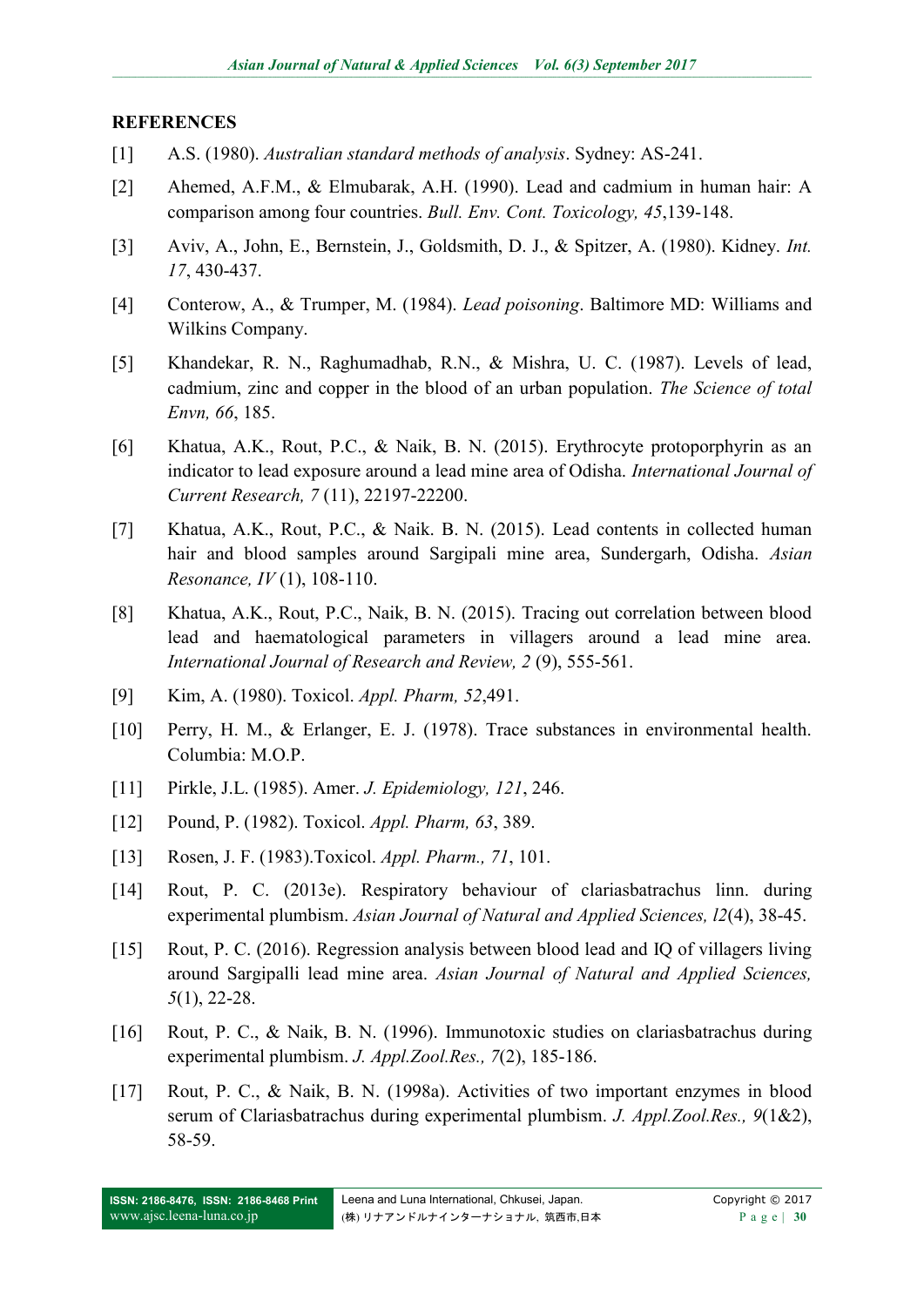## REFERENCES

[1] A.S. (1980). *Australian standard methods of analysis*. Sydney: AS-241.

[2] Ahemed, A.F.M., & Elmubarak, A.H. (1990). Lead and cadmium in human hair: A comparison among four countries. *Bull. Env. Cont. Toxicology, 45*,139-148.

[3] Aviv, A., John, E., Bernstein, J., Goldsmith, D. J., & Spitzer, A. (1980). Kidney. *Int. 17*, 430-437.

[4] Conterow, A., & Trumper, M. (1984). *Lead poisoning*. Baltimore MD: Williams and Wilkins Company.

[5] Khandekar, R. N., Raghumadhab, R.N., & Mishra, U. C. (1987). Levels of lead, cadmium, zinc and copper in the blood of an urban population. *The Science of total Envn, 66*, 185.

[6] Khatua, A.K., Rout, P.C., & Naik, B. N. (2015). Erythrocyte protoporphyrin as an indicator to lead exposure around a lead mine area of Odisha. *International Journal of Current Research, 7* (11), 22197-22200.

[7] Khatua, A.K., Rout, P.C., & Naik. B. N. (2015). Lead contents in collected human hair and blood samples around Sargipali mine area, Sundergarh, Odisha. *Asian Resonance, IV* (1), 108-110.

[8] Khatua, A.K., Rout, P.C., Naik, B. N. (2015). Tracing out correlation between blood lead and haematological parameters in villagers around a lead mine area. *International Journal of Research and Review, 2* (9), 555-561.

[9] Kim, A. (1980). Toxicol. *Appl. Pharm, 52*,491.

[10] Perry, H. M., & Erlanger, E. J. (1978). Trace substances in environmental health. Columbia: M.O.P.

[11] Pirkle, J.L. (1985). Amer. *J. Epidemiology, 121*, 246.

[12] Pound, P. (1982). Toxicol. *Appl. Pharm, 63*, 389.

[13] Rosen, J. F. (1983).Toxicol. *Appl. Pharm., 71*, 101.

[14] Rout, P. C. (2013e). Respiratory behaviour of clariasbatrachus linn. during experimental plumbism. *Asian Journal of Natural and Applied Sciences, l2*(4), 38-45.

[15] Rout, P. C. (2016). Regression analysis between blood lead and IQ of villagers living around Sargipalli lead mine area. *Asian Journal of Natural and Applied Sciences, 5*(1), 22-28.

[16] Rout, P. C., & Naik, B. N. (1996). Immunotoxic studies on clariasbatrachus during experimental plumbism. *J. Appl.Zool.Res., 7*(2), 185-186.

[17] Rout, P. C., & Naik, B. N. (1998a). Activities of two important enzymes in blood serum of Clariasbatrachus during experimental plumbism. *J. Appl.Zool.Res., 9*(1&2), 58-59.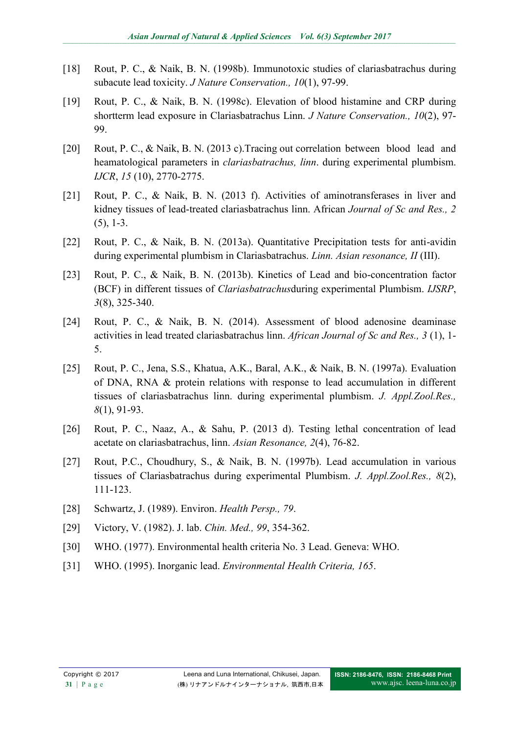[18] Rout, P. C., & Naik, B. N. (1998b). Immunotoxic studies of clariasbatrachus during subacute lead toxicity. *J Nature Conservation., 10*(1), 97-99.

[19] Rout, P. C., & Naik, B. N. (1998c). Elevation of blood histamine and CRP during shortterm lead exposure in Clariasbatrachus Linn. *J Nature Conservation., 10*(2), 97-99.

[20] Rout, P. C., & Naik, B. N. (2013 c).Tracing out correlation between blood lead and heamatological parameters in *clariasbatrachus, linn*. during experimental plumbism. *IJCR*, *15* (10), 2770-2775.

[21] Rout, P. C., & Naik, B. N. (2013 f). Activities of aminotransferases in liver and kidney tissues of lead-treated clariasbatrachus linn. African *Journal of Sc and Res., 2* (5), 1-3.

[22] Rout, P. C., & Naik, B. N. (2013a). Quantitative Precipitation tests for anti-avidin during experimental plumbism in Clariasbatrachus. *Linn. Asian resonance, II* (III).

[23] Rout, P. C., & Naik, B. N. (2013b). Kinetics of Lead and bio-concentration factor (BCF) in different tissues of *Clariasbatrachus*during experimental Plumbism. *IJSRP*, *3*(8), 325-340.

[24] Rout, P. C., & Naik, B. N. (2014). Assessment of blood adenosine deaminase activities in lead treated clariasbatrachus linn. *African Journal of Sc and Res., 3* (1), 1-5.

[25] Rout, P. C., Jena, S.S., Khatua, A.K., Baral, A.K., & Naik, B. N. (1997a). Evaluation of DNA, RNA & protein relations with response to lead accumulation in different tissues of clariasbatrachus linn. during experimental plumbism. *J. Appl.Zool.Res., 8*(1), 91-93.

[26] Rout, P. C., Naaz, A., & Sahu, P. (2013 d). Testing lethal concentration of lead acetate on clariasbatrachus, linn. *Asian Resonance, 2*(4), 76-82.

[27] Rout, P.C., Choudhury, S., & Naik, B. N. (1997b). Lead accumulation in various tissues of Clariasbatrachus during experimental Plumbism. *J. Appl.Zool.Res., 8*(2), 111-123.

[28] Schwartz, J. (1989). Environ. *Health Persp., 79*.

[29] Victory, V. (1982). J. lab. *Chin. Med., 99*, 354-362.

[30] WHO. (1977). Environmental health criteria No. 3 Lead. Geneva: WHO.

[31] WHO. (1995). Inorganic lead. *Environmental Health Criteria, 165*.